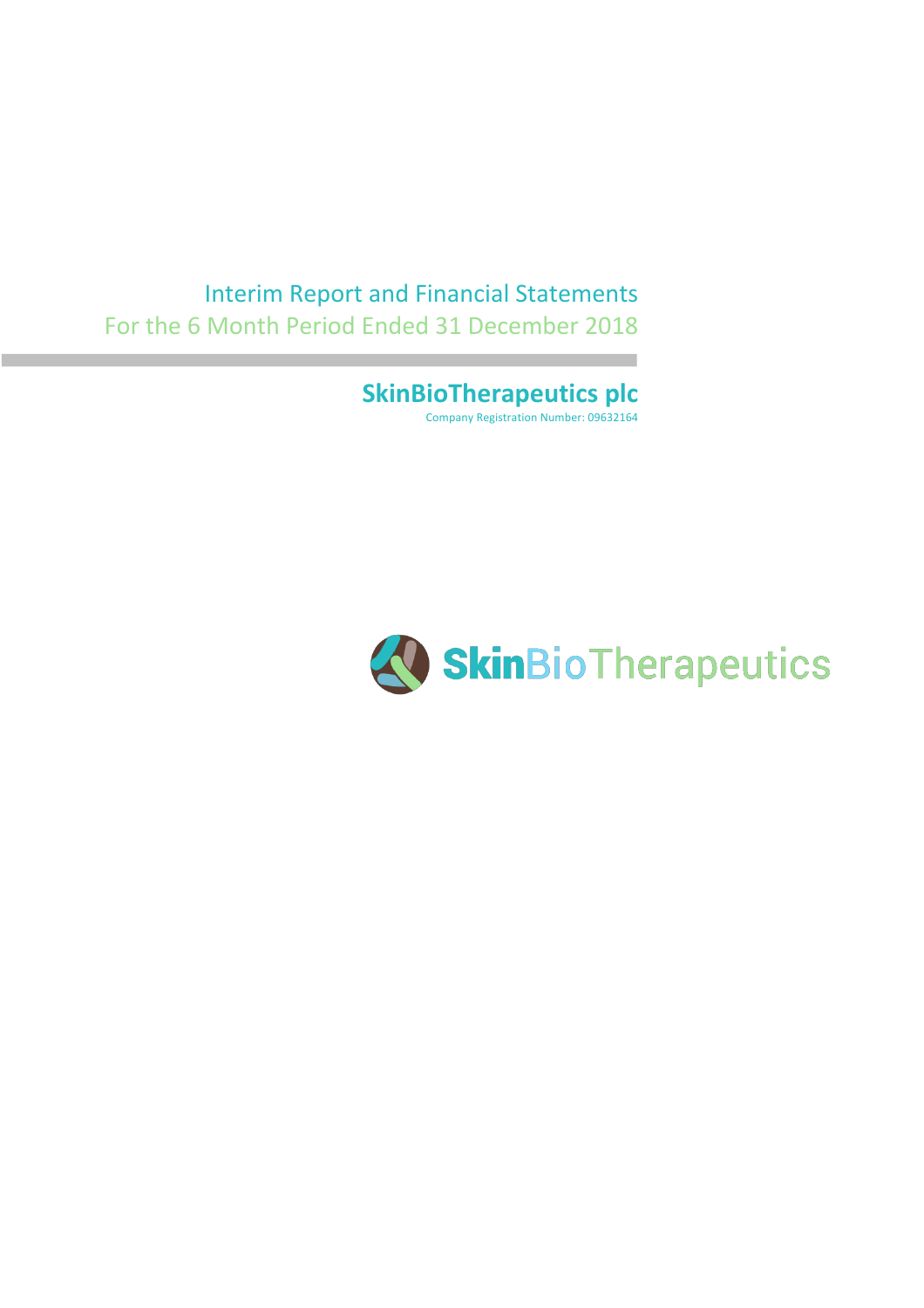# Interim Report and Financial Statements

## For the 6 Month Period Ended 31 December 2018

**SkinBioTherapeutics plc**

Company Registration Number: 09632164

SkinBioTherapeutics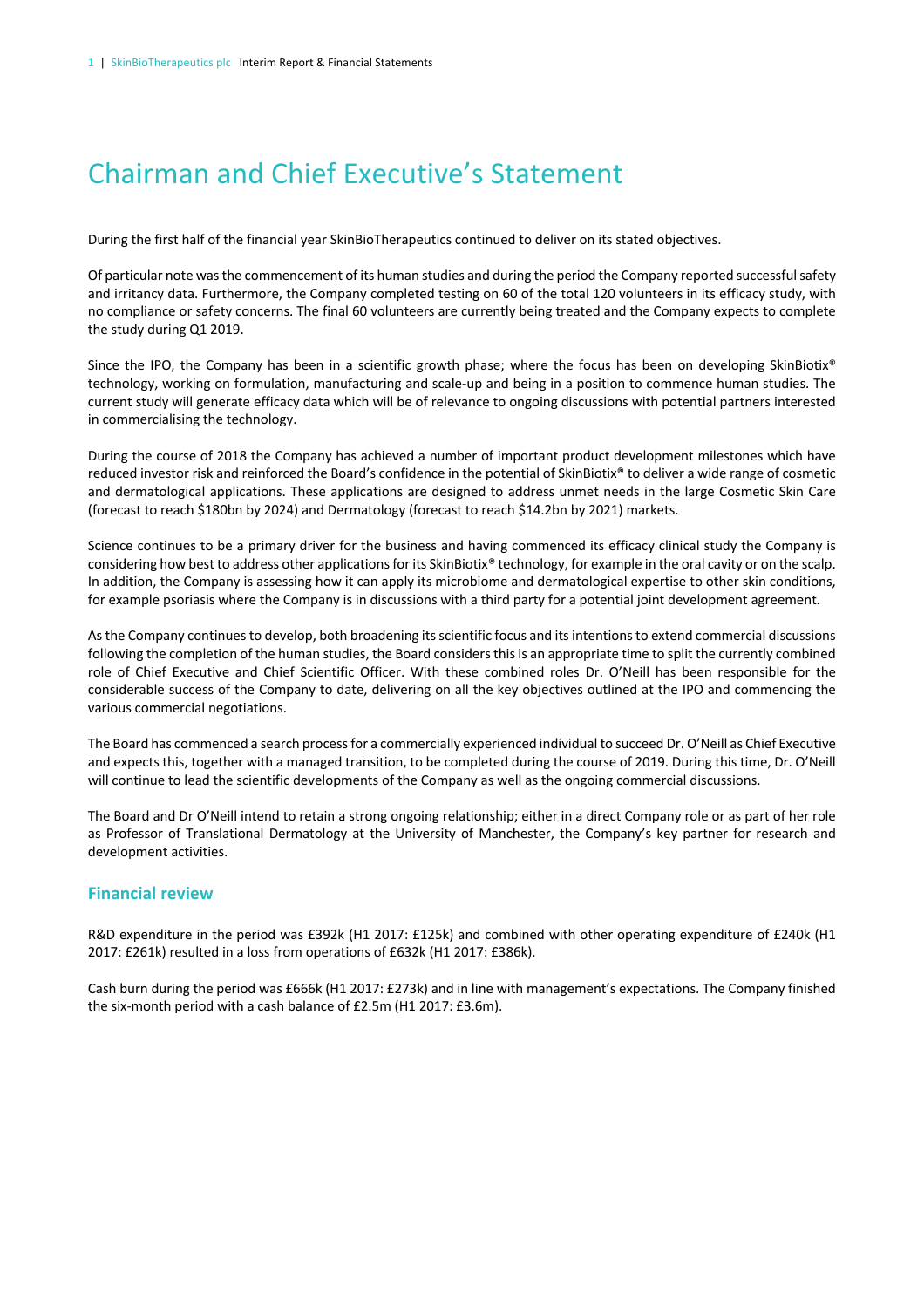# Chairman and Chief Executive's Statement

During the first half of the financial year SkinBioTherapeutics continued to deliver on its stated objectives.

Of particular note was the commencement of its human studies and during the period the Company reported successful safety and irritancy data. Furthermore, the Company completed testing on 60 of the total 120 volunteers in its efficacy study, with no compliance or safety concerns. The final 60 volunteers are currently being treated and the Company expects to complete the study during Q1 2019.

Since the IPO, the Company has been in a scientific growth phase; where the focus has been on developing SkinBiotix® technology, working on formulation, manufacturing and scale-up and being in a position to commence human studies. The current study will generate efficacy data which will be of relevance to ongoing discussions with potential partners interested in commercialising the technology.

During the course of 2018 the Company has achieved a number of important product development milestones which have reduced investor risk and reinforced the Board's confidence in the potential of SkinBiotix® to deliver a wide range of cosmetic and dermatological applications. These applications are designed to address unmet needs in the large Cosmetic Skin Care (forecast to reach $180bn by 2024) and Dermatology (forecast to reach $14.2bn by 2021) markets.

Science continues to be a primary driver for the business and having commenced its efficacy clinical study the Company is considering how best to address other applications for its SkinBiotix® technology, for example in the oral cavity or on the scalp. In addition, the Company is assessing how it can apply its microbiome and dermatological expertise to other skin conditions, for example psoriasis where the Company is in discussions with a third party for a potential joint development agreement.

As the Company continues to develop, both broadening its scientific focus and its intentions to extend commercial discussions following the completion of the human studies, the Board considers this is an appropriate time to split the currently combined role of Chief Executive and Chief Scientific Officer. With these combined roles Dr. O'Neill has been responsible for the considerable success of the Company to date, delivering on all the key objectives outlined at the IPO and commencing the various commercial negotiations.

The Board has commenced a search process for a commercially experienced individual to succeed Dr. O'Neill as Chief Executive and expects this, together with a managed transition, to be completed during the course of 2019. During this time, Dr. O'Neill will continue to lead the scientific developments of the Company as well as the ongoing commercial discussions.

The Board and Dr O'Neill intend to retain a strong ongoing relationship; either in a direct Company role or as part of her role as Professor of Translational Dermatology at the University of Manchester, the Company's key partner for research and development activities.

## Financial review

R&D expenditure in the period was £392k (H1 2017: £125k) and combined with other operating expenditure of £240k (H1 2017: £261k) resulted in a loss from operations of £632k (H1 2017: £386k).

Cash burn during the period was £666k (H1 2017: £273k) and in line with management's expectations. The Company finished the six-month period with a cash balance of £2.5m (H1 2017: £3.6m).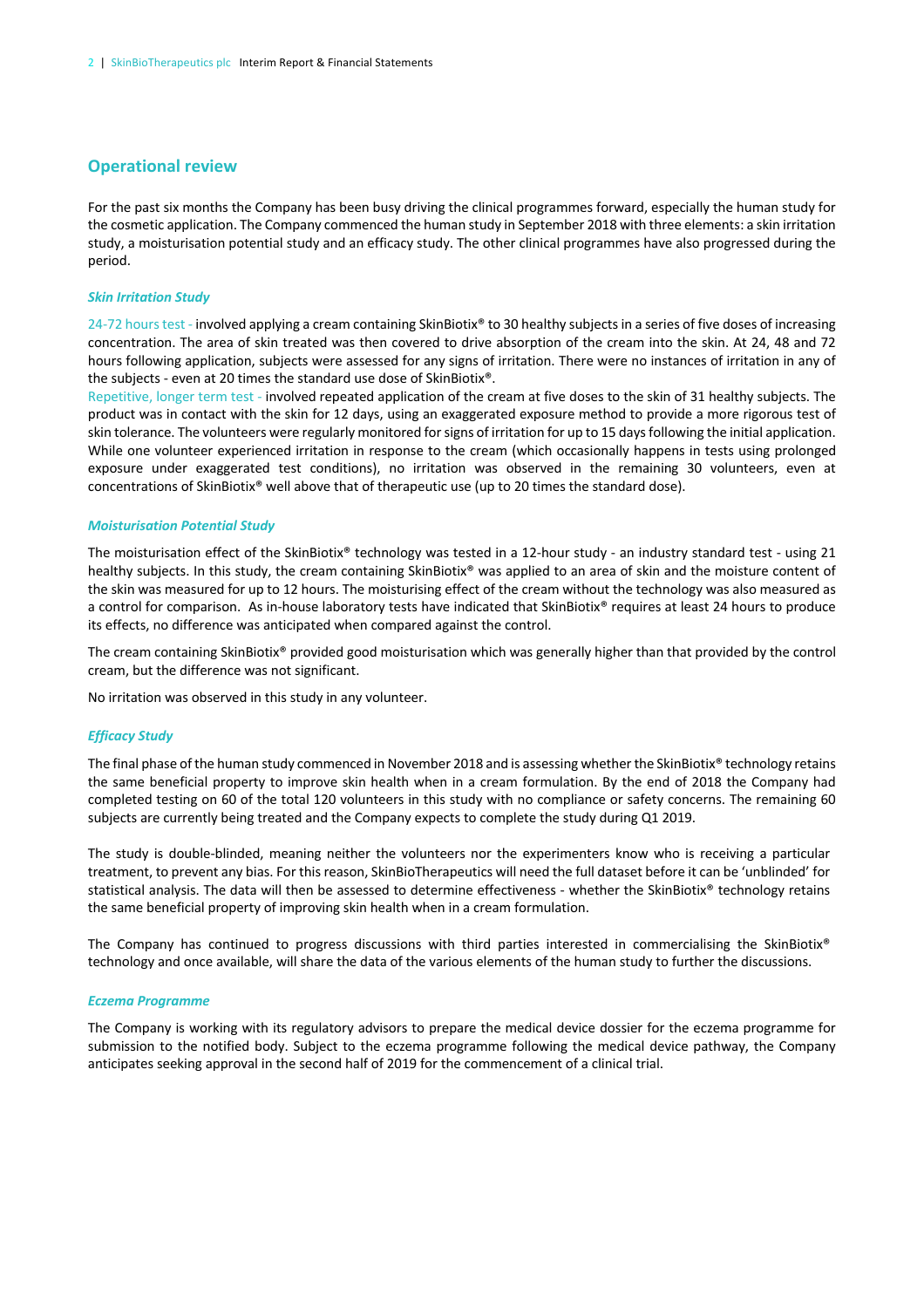## Operational review

For the past six months the Company has been busy driving the clinical programmes forward, especially the human study for the cosmetic application. The Company commenced the human study in September 2018 with three elements: a skin irritation study, a moisturisation potential study and an efficacy study. The other clinical programmes have also progressed during the period.

### *Skin Irritation Study*

24-72 hours test - involved applying a cream containing SkinBiotix® to 30 healthy subjects in a series of five doses of increasing concentration. The area of skin treated was then covered to drive absorption of the cream into the skin. At 24, 48 and 72 hours following application, subjects were assessed for any signs of irritation. There were no instances of irritation in any of the subjects - even at 20 times the standard use dose of SkinBiotix®.

Repetitive, longer term test - involved repeated application of the cream at five doses to the skin of 31 healthy subjects. The product was in contact with the skin for 12 days, using an exaggerated exposure method to provide a more rigorous test of skin tolerance. The volunteers were regularly monitored for signs of irritation for up to 15 days following the initial application. While one volunteer experienced irritation in response to the cream (which occasionally happens in tests using prolonged exposure under exaggerated test conditions), no irritation was observed in the remaining 30 volunteers, even at concentrations of SkinBiotix® well above that of therapeutic use (up to 20 times the standard dose).

### *Moisturisation Potential Study*

The moisturisation effect of the SkinBiotix® technology was tested in a 12-hour study - an industry standard test - using 21 healthy subjects. In this study, the cream containing SkinBiotix® was applied to an area of skin and the moisture content of the skin was measured for up to 12 hours. The moisturising effect of the cream without the technology was also measured as a control for comparison. As in-house laboratory tests have indicated that SkinBiotix® requires at least 24 hours to produce its effects, no difference was anticipated when compared against the control.

The cream containing SkinBiotix® provided good moisturisation which was generally higher than that provided by the control cream, but the difference was not significant.

No irritation was observed in this study in any volunteer.

### *Efficacy Study*

The final phase of the human study commenced in November 2018 and is assessing whether the SkinBiotix® technology retains the same beneficial property to improve skin health when in a cream formulation. By the end of 2018 the Company had completed testing on 60 of the total 120 volunteers in this study with no compliance or safety concerns. The remaining 60 subjects are currently being treated and the Company expects to complete the study during Q1 2019.

The study is double-blinded, meaning neither the volunteers nor the experimenters know who is receiving a particular treatment, to prevent any bias. For this reason, SkinBioTherapeutics will need the full dataset before it can be 'unblinded' for statistical analysis. The data will then be assessed to determine effectiveness - whether the SkinBiotix® technology retains the same beneficial property of improving skin health when in a cream formulation.

The Company has continued to progress discussions with third parties interested in commercialising the SkinBiotix® technology and once available, will share the data of the various elements of the human study to further the discussions.

### *Eczema Programme*

The Company is working with its regulatory advisors to prepare the medical device dossier for the eczema programme for submission to the notified body. Subject to the eczema programme following the medical device pathway, the Company anticipates seeking approval in the second half of 2019 for the commencement of a clinical trial.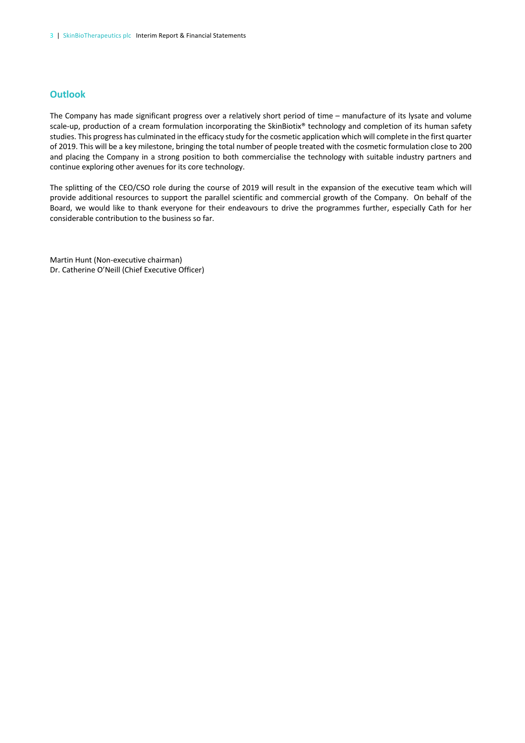## Outlook

The Company has made significant progress over a relatively short period of time – manufacture of its lysate and volume scale-up, production of a cream formulation incorporating the SkinBiotix® technology and completion of its human safety studies. This progress has culminated in the efficacy study for the cosmetic application which will complete in the first quarter of 2019. This will be a key milestone, bringing the total number of people treated with the cosmetic formulation close to 200 and placing the Company in a strong position to both commercialise the technology with suitable industry partners and continue exploring other avenues for its core technology.

The splitting of the CEO/CSO role during the course of 2019 will result in the expansion of the executive team which will provide additional resources to support the parallel scientific and commercial growth of the Company. On behalf of the Board, we would like to thank everyone for their endeavours to drive the programmes further, especially Cath for her considerable contribution to the business so far.

Martin Hunt (Non-executive chairman)
Dr. Catherine O'Neill (Chief Executive Officer)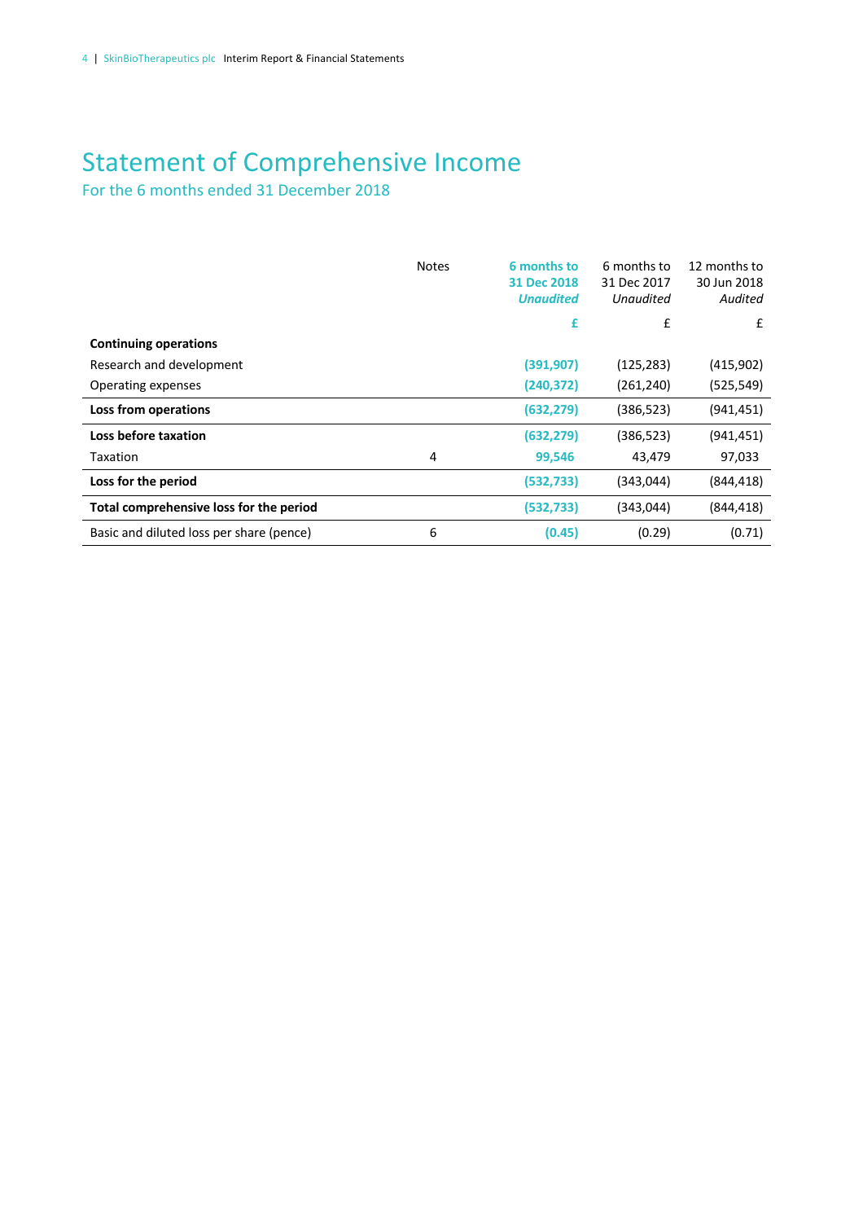# Statement of Comprehensive Income

For the 6 months ended 31 December 2018

| | Notes | 6 months to 31 Dec 2018 *Unaudited* | 6 months to 31 Dec 2017 *Unaudited* | 12 months to 30 Jun 2018 *Audited* |
|---|---|---|---|---|
| | | £ | £ | £ |
| **Continuing operations** | | | | |
| Research and development | | (391,907) | (125,283) | (415,902) |
| Operating expenses | | (240,372) | (261,240) | (525,549) |
| **Loss from operations** | | (632,279) | (386,523) | (941,451) |
| **Loss before taxation** | | (632,279) | (386,523) | (941,451) |
| Taxation | 4 | 99,546 | 43,479 | 97,033 |
| **Loss for the period** | | (532,733) | (343,044) | (844,418) |
| **Total comprehensive loss for the period** | | (532,733) | (343,044) | (844,418) |
| Basic and diluted loss per share (pence) | 6 | (0.45) | (0.29) | (0.71) |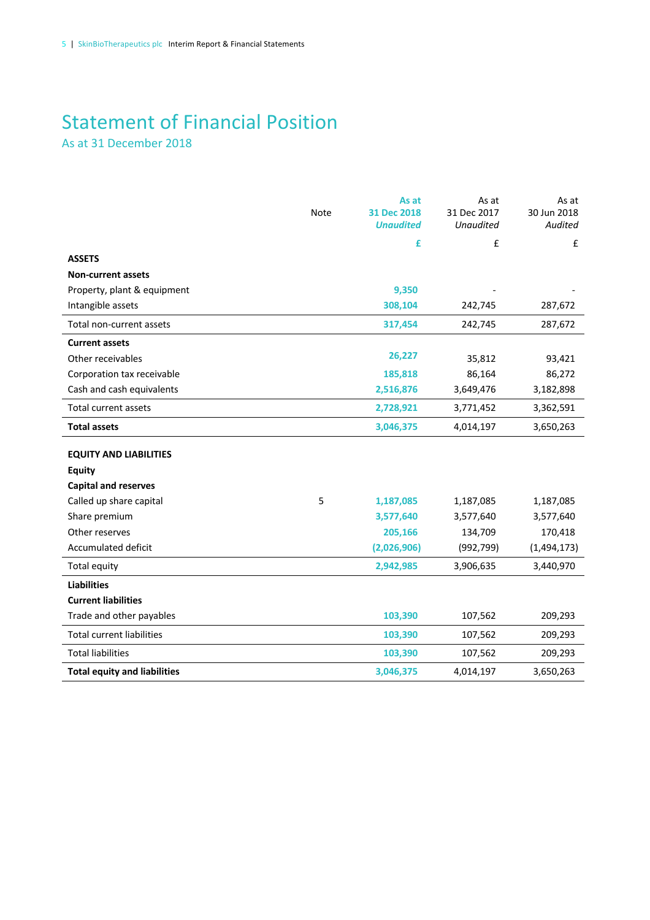# Statement of Financial Position

As at 31 December 2018

| | Note | As at 31 Dec 2018 *Unaudited* | As at 31 Dec 2017 *Unaudited* | As at 30 Jun 2018 *Audited* |
|---|---|---|---|---|
| | | £ | £ | £ |
| **ASSETS** | | | | |
| **Non-current assets** | | | | |
| Property, plant & equipment | | 9,350 | - | - |
| Intangible assets | | 308,104 | 242,745 | 287,672 |
| Total non-current assets | | 317,454 | 242,745 | 287,672 |
| **Current assets** | | | | |
| Other receivables | | 26,227 | 35,812 | 93,421 |
| Corporation tax receivable | | 185,818 | 86,164 | 86,272 |
| Cash and cash equivalents | | 2,516,876 | 3,649,476 | 3,182,898 |
| Total current assets | | 2,728,921 | 3,771,452 | 3,362,591 |
| **Total assets** | | 3,046,375 | 4,014,197 | 3,650,263 |
| | | | | |
| **EQUITY AND LIABILITIES** | | | | |
| **Equity** | | | | |
| **Capital and reserves** | | | | |
| Called up share capital | 5 | 1,187,085 | 1,187,085 | 1,187,085 |
| Share premium | | 3,577,640 | 3,577,640 | 3,577,640 |
| Other reserves | | 205,166 | 134,709 | 170,418 |
| Accumulated deficit | | (2,026,906) | (992,799) | (1,494,173) |
| Total equity | | 2,942,985 | 3,906,635 | 3,440,970 |
| **Liabilities** | | | | |
| **Current liabilities** | | | | |
| Trade and other payables | | 103,390 | 107,562 | 209,293 |
| Total current liabilities | | 103,390 | 107,562 | 209,293 |
| Total liabilities | | 103,390 | 107,562 | 209,293 |
| **Total equity and liabilities** | | 3,046,375 | 4,014,197 | 3,650,263 |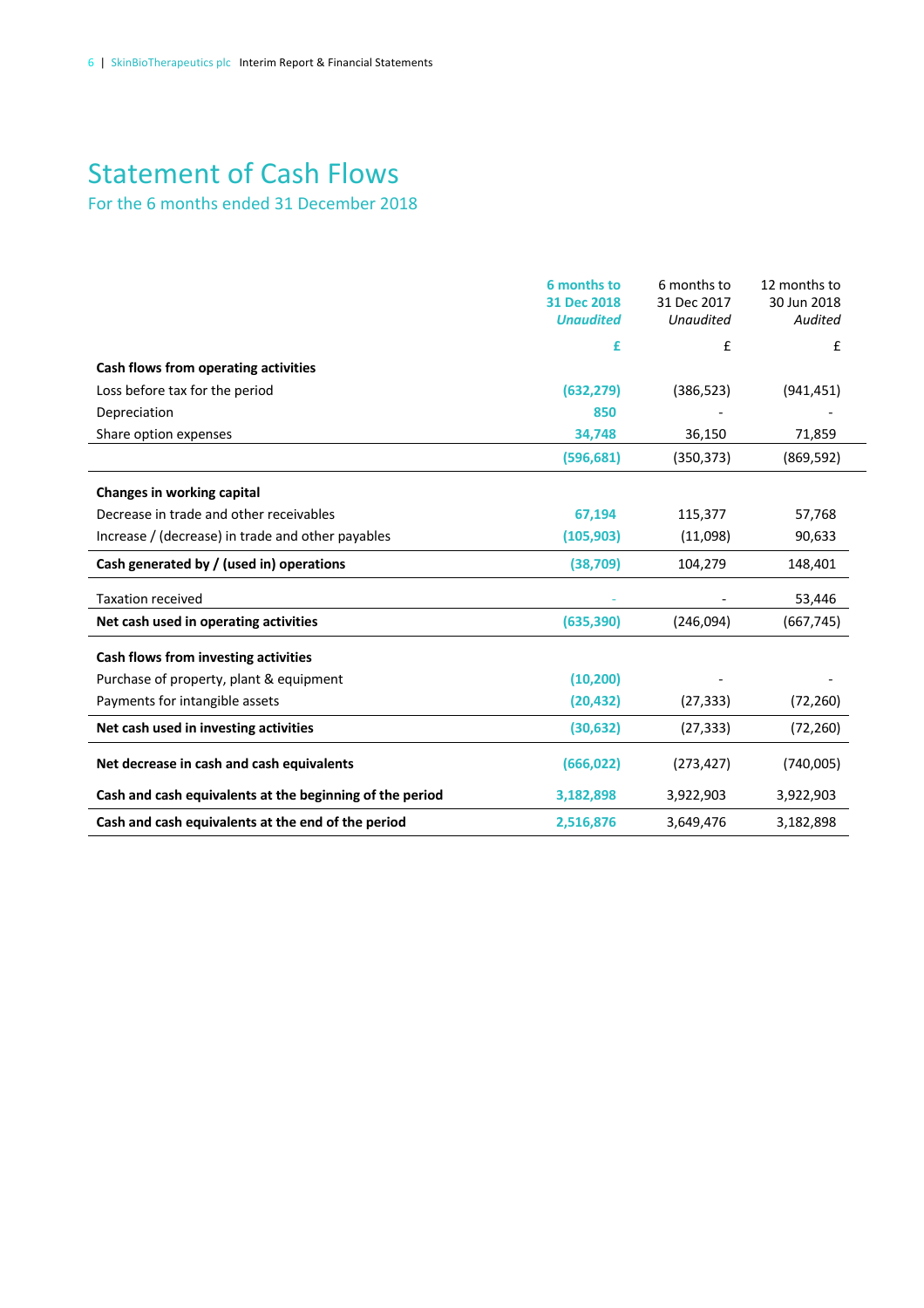# Statement of Cash Flows

For the 6 months ended 31 December 2018

| | 6 months to 31 Dec 2018 *Unaudited* | 6 months to 31 Dec 2017 *Unaudited* | 12 months to 30 Jun 2018 *Audited* |
|---|---|---|---|
| | £ | £ | £ |
| **Cash flows from operating activities** | | | |
| Loss before tax for the period | (632,279) | (386,523) | (941,451) |
| Depreciation | 850 | - | - |
| Share option expenses | 34,748 | 36,150 | 71,859 |
| | (596,681) | (350,373) | (869,592) |
| **Changes in working capital** | | | |
| Decrease in trade and other receivables | 67,194 | 115,377 | 57,768 |
| Increase / (decrease) in trade and other payables | (105,903) | (11,098) | 90,633 |
| **Cash generated by / (used in) operations** | (38,709) | 104,279 | 148,401 |
| Taxation received | - | - | 53,446 |
| **Net cash used in operating activities** | (635,390) | (246,094) | (667,745) |
| **Cash flows from investing activities** | | | |
| Purchase of property, plant & equipment | (10,200) | - | - |
| Payments for intangible assets | (20,432) | (27,333) | (72,260) |
| **Net cash used in investing activities** | (30,632) | (27,333) | (72,260) |
| **Net decrease in cash and cash equivalents** | (666,022) | (273,427) | (740,005) |
| **Cash and cash equivalents at the beginning of the period** | 3,182,898 | 3,922,903 | 3,922,903 |
| **Cash and cash equivalents at the end of the period** | 2,516,876 | 3,649,476 | 3,182,898 |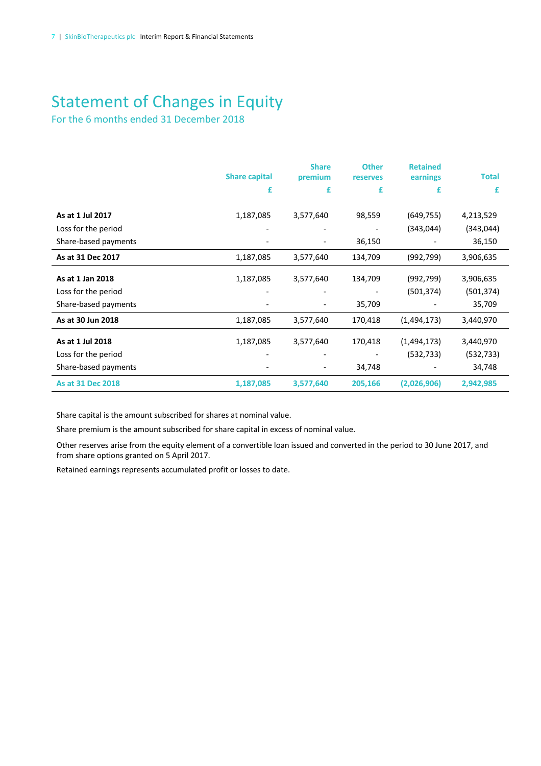# Statement of Changes in Equity

For the 6 months ended 31 December 2018

| | Share capital | Share premium | Other reserves | Retained earnings | Total |
|---|---|---|---|---|---|
| | £ | £ | £ | £ | £ |
| **As at 1 Jul 2017** | 1,187,085 | 3,577,640 | 98,559 | (649,755) | 4,213,529 |
| Loss for the period | - | - | - | (343,044) | (343,044) |
| Share-based payments | - | - | 36,150 | - | 36,150 |
| **As at 31 Dec 2017** | 1,187,085 | 3,577,640 | 134,709 | (992,799) | 3,906,635 |
| **As at 1 Jan 2018** | 1,187,085 | 3,577,640 | 134,709 | (992,799) | 3,906,635 |
| Loss for the period | - | - | - | (501,374) | (501,374) |
| Share-based payments | - | - | 35,709 | - | 35,709 |
| **As at 30 Jun 2018** | 1,187,085 | 3,577,640 | 170,418 | (1,494,173) | 3,440,970 |
| **As at 1 Jul 2018** | 1,187,085 | 3,577,640 | 170,418 | (1,494,173) | 3,440,970 |
| Loss for the period | - | - | - | (532,733) | (532,733) |
| Share-based payments | - | - | 34,748 | - | 34,748 |
| **As at 31 Dec 2018** | **1,187,085** | **3,577,640** | **205,166** | **(2,026,906)** | **2,942,985** |

Share capital is the amount subscribed for shares at nominal value.

Share premium is the amount subscribed for share capital in excess of nominal value.

Other reserves arise from the equity element of a convertible loan issued and converted in the period to 30 June 2017, and from share options granted on 5 April 2017.

Retained earnings represents accumulated profit or losses to date.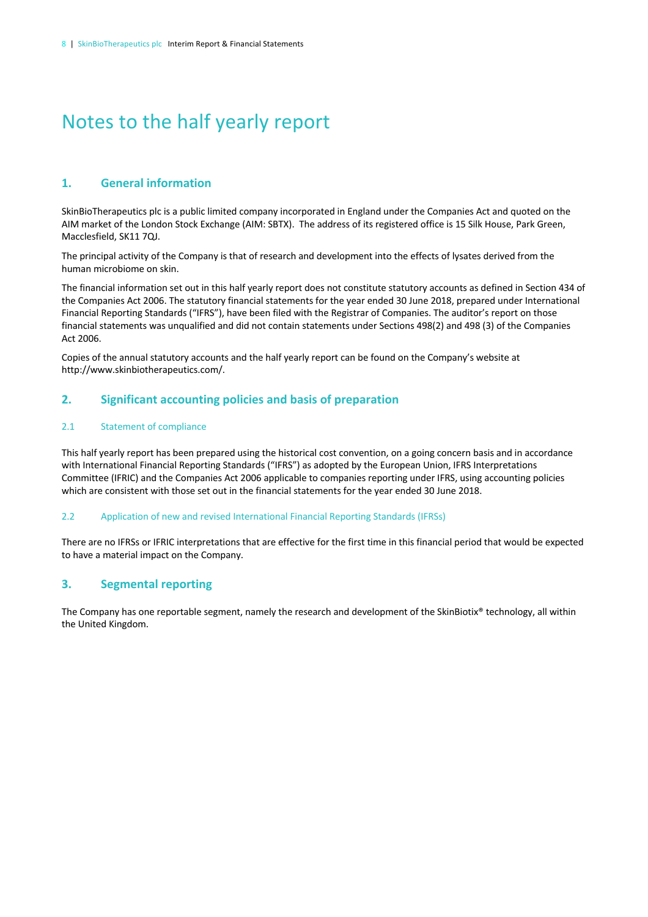# Notes to the half yearly report

## 1. General information

SkinBioTherapeutics plc is a public limited company incorporated in England under the Companies Act and quoted on the AIM market of the London Stock Exchange (AIM: SBTX). The address of its registered office is 15 Silk House, Park Green, Macclesfield, SK11 7QJ.

The principal activity of the Company is that of research and development into the effects of lysates derived from the human microbiome on skin.

The financial information set out in this half yearly report does not constitute statutory accounts as defined in Section 434 of the Companies Act 2006. The statutory financial statements for the year ended 30 June 2018, prepared under International Financial Reporting Standards ("IFRS"), have been filed with the Registrar of Companies. The auditor's report on those financial statements was unqualified and did not contain statements under Sections 498(2) and 498 (3) of the Companies Act 2006.

Copies of the annual statutory accounts and the half yearly report can be found on the Company's website at http://www.skinbiotherapeutics.com/.

## 2. Significant accounting policies and basis of preparation

### 2.1 Statement of compliance

This half yearly report has been prepared using the historical cost convention, on a going concern basis and in accordance with International Financial Reporting Standards ("IFRS") as adopted by the European Union, IFRS Interpretations Committee (IFRIC) and the Companies Act 2006 applicable to companies reporting under IFRS, using accounting policies which are consistent with those set out in the financial statements for the year ended 30 June 2018.

### 2.2 Application of new and revised International Financial Reporting Standards (IFRSs)

There are no IFRSs or IFRIC interpretations that are effective for the first time in this financial period that would be expected to have a material impact on the Company.

## 3. Segmental reporting

The Company has one reportable segment, namely the research and development of the SkinBiotix® technology, all within the United Kingdom.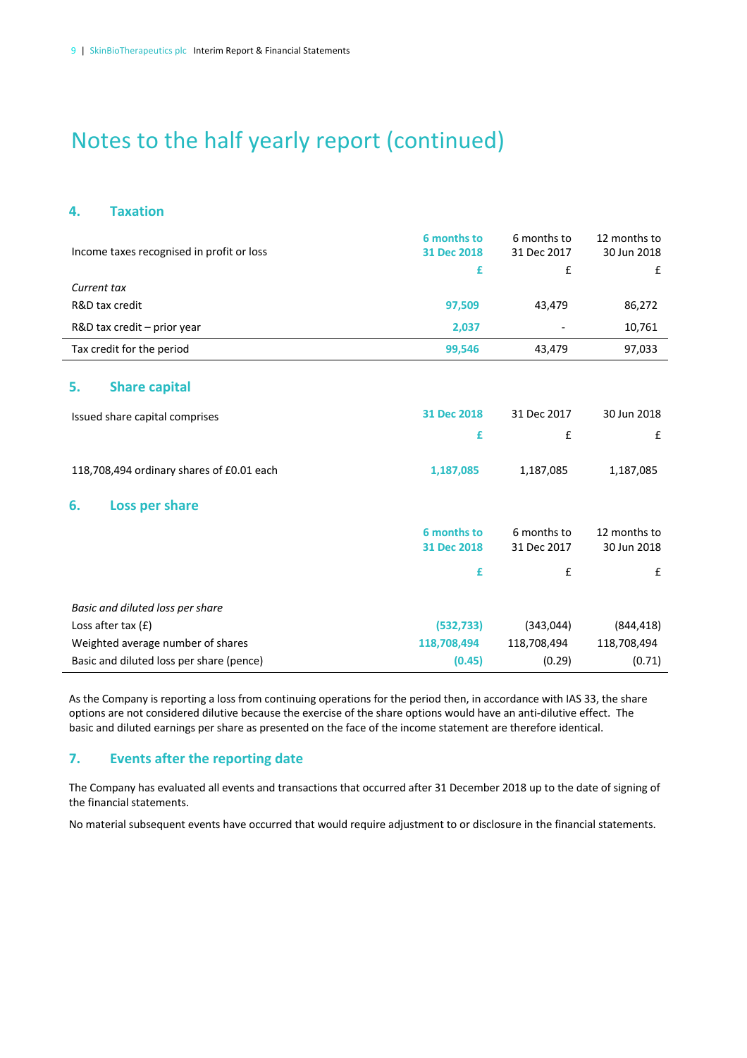# Notes to the half yearly report (continued)

## 4. Taxation

| Income taxes recognised in profit or loss | 6 months to 31 Dec 2018 | 6 months to 31 Dec 2017 | 12 months to 30 Jun 2018 |
|---|---|---|---|
| | £ | £ | £ |
| *Current tax* | | | |
| R&D tax credit | 97,509 | 43,479 | 86,272 |
| R&D tax credit – prior year | 2,037 | - | 10,761 |
| Tax credit for the period | 99,546 | 43,479 | 97,033 |

## 5. Share capital

| Issued share capital comprises | 31 Dec 2018 | 31 Dec 2017 | 30 Jun 2018 |
|---|---|---|---|
| | £ | £ | £ |
| 118,708,494 ordinary shares of £0.01 each | 1,187,085 | 1,187,085 | 1,187,085 |

## 6. Loss per share

| | 6 months to 31 Dec 2018 | 6 months to 31 Dec 2017 | 12 months to 30 Jun 2018 |
|---|---|---|---|
| | £ | £ | £ |
| *Basic and diluted loss per share* | | | |
| Loss after tax (£) | (532,733) | (343,044) | (844,418) |
| Weighted average number of shares | 118,708,494 | 118,708,494 | 118,708,494 |
| Basic and diluted loss per share (pence) | (0.45) | (0.29) | (0.71) |

As the Company is reporting a loss from continuing operations for the period then, in accordance with IAS 33, the share options are not considered dilutive because the exercise of the share options would have an anti-dilutive effect. The basic and diluted earnings per share as presented on the face of the income statement are therefore identical.

## 7. Events after the reporting date

The Company has evaluated all events and transactions that occurred after 31 December 2018 up to the date of signing of the financial statements.

No material subsequent events have occurred that would require adjustment to or disclosure in the financial statements.